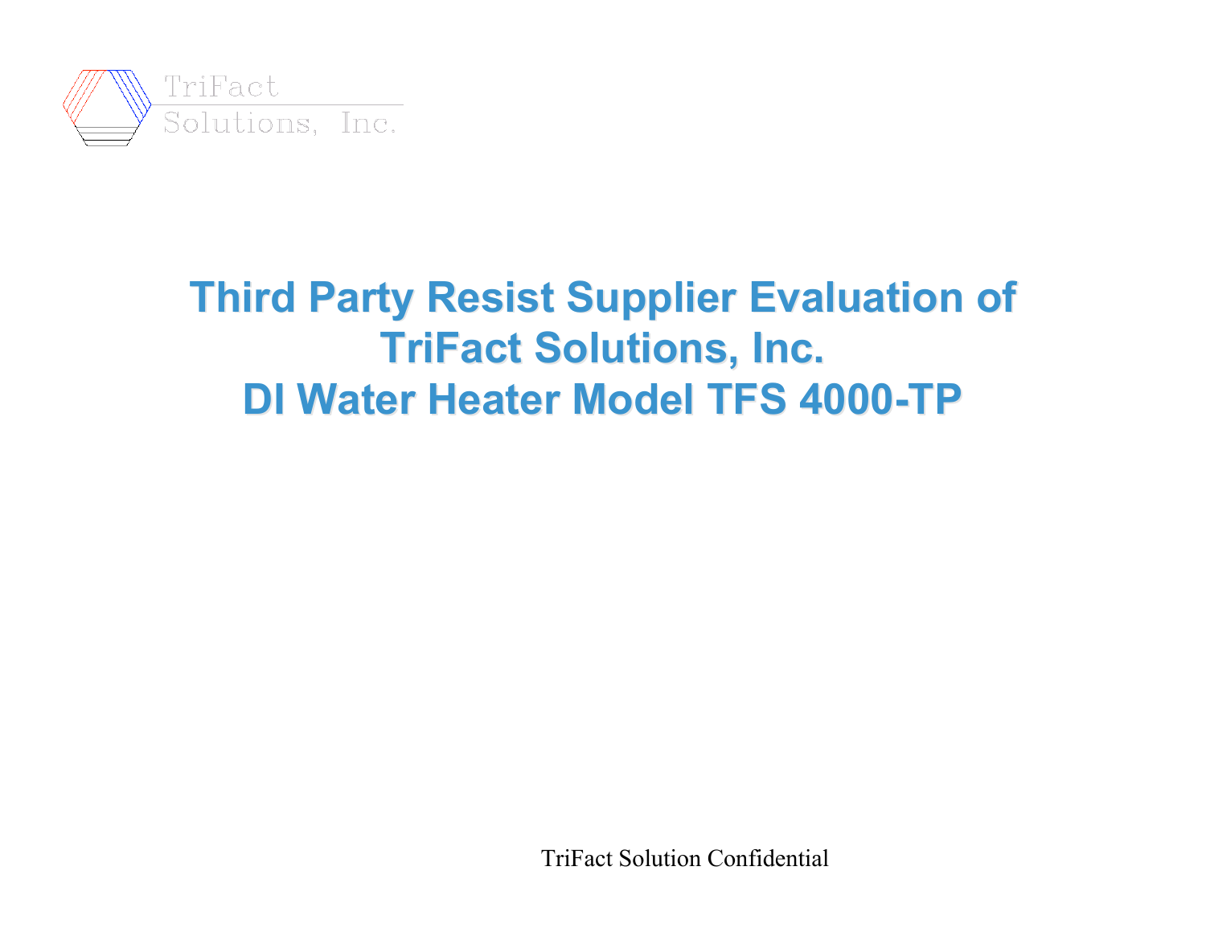TriFact
Solutions, Inc.

# Third Party Resist Supplier Evaluation of TriFact Solutions, Inc. DI Water Heater Model TFS 4000-TP

TriFact Solution Confidential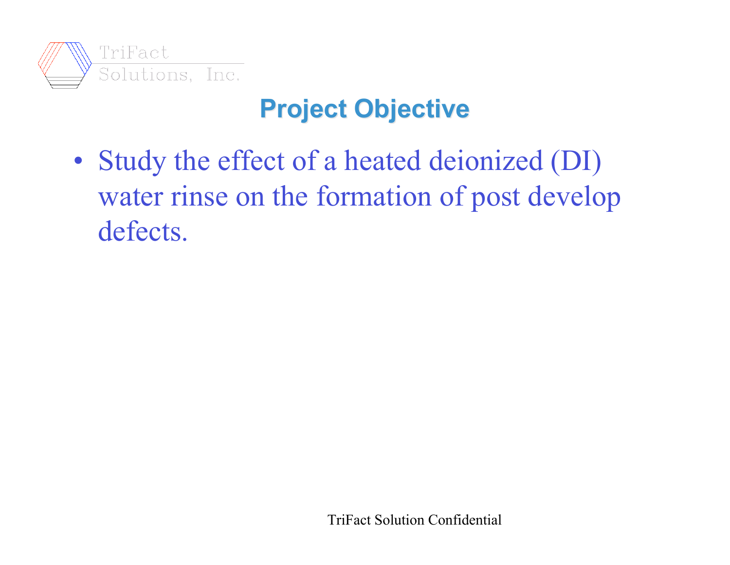## Project Objective

- Study the effect of a heated deionized (DI) water rinse on the formation of post develop defects.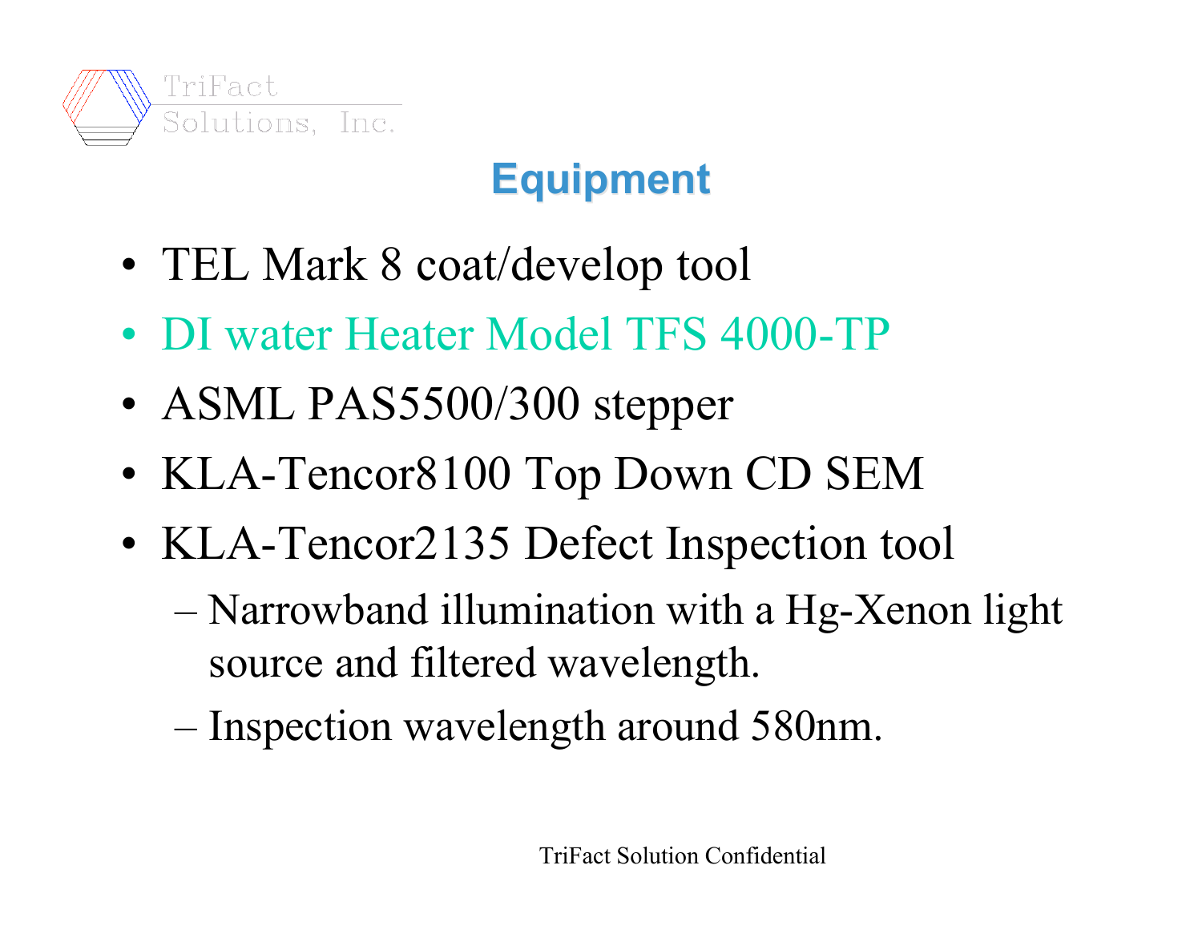# Equipment

- TEL Mark 8 coat/develop tool
- DI water Heater Model TFS 4000-TP
- ASML PAS5500/300 stepper
- KLA-Tencor8100 Top Down CD SEM
- KLA-Tencor2135 Defect Inspection tool
  - Narrowband illumination with a Hg-Xenon light source and filtered wavelength.
  - Inspection wavelength around 580nm.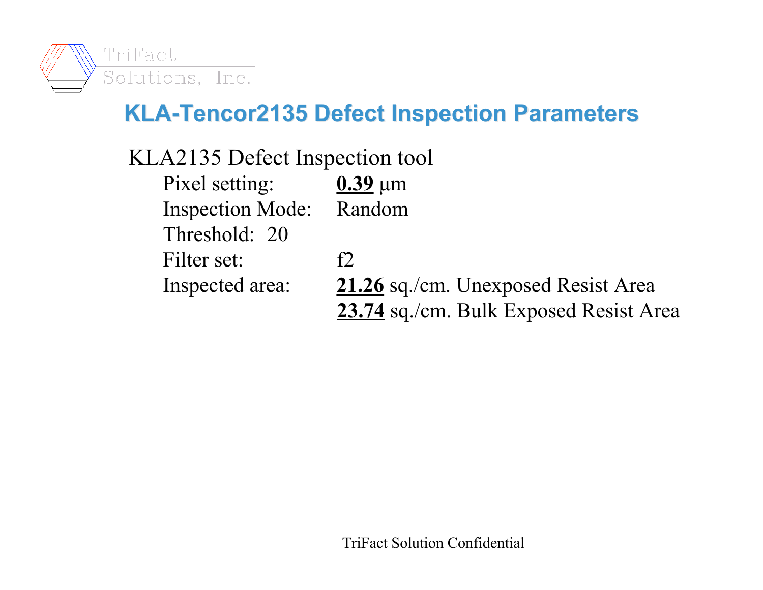# KLA-Tencor2135 Defect Inspection Parameters

KLA2135 Defect Inspection tool

- Pixel setting: **0.39** µm
- Inspection Mode: Random
- Threshold: 20
- Filter set: f2
- Inspected area: **21.26** sq./cm. Unexposed Resist Area
  **23.74** sq./cm. Bulk Exposed Resist Area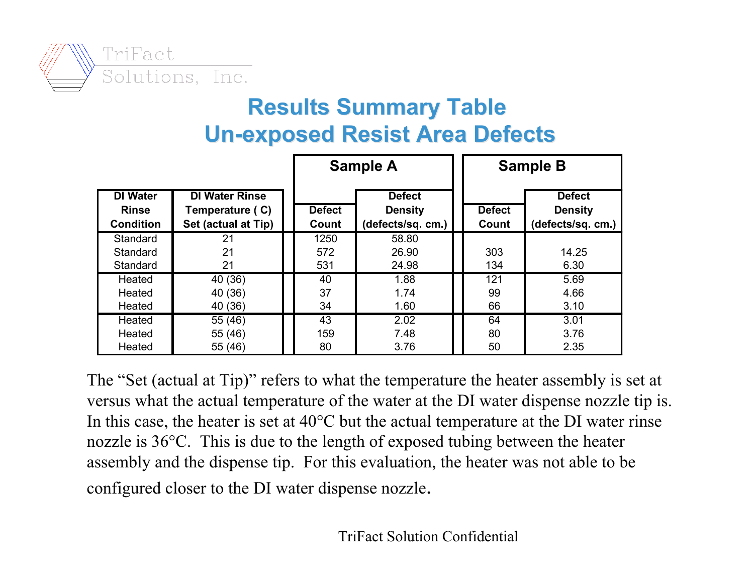# Results Summary Table
## Un-exposed Resist Area Defects

| DI Water Rinse Condition | DI Water Rinse Temperature ( C) Set (actual at Tip) | Sample A Defect Count | Sample A Defect Density (defects/sq. cm.) | Sample B Defect Count | Sample B Defect Density (defects/sq. cm.) |
|---|---|---|---|---|---|
| Standard | 21 | 1250 | 58.80 | | |
| Standard | 21 | 572 | 26.90 | 303 | 14.25 |
| Standard | 21 | 531 | 24.98 | 134 | 6.30 |
| Heated | 40 (36) | 40 | 1.88 | 121 | 5.69 |
| Heated | 40 (36) | 37 | 1.74 | 99 | 4.66 |
| Heated | 40 (36) | 34 | 1.60 | 66 | 3.10 |
| Heated | 55 (46) | 43 | 2.02 | 64 | 3.01 |
| Heated | 55 (46) | 159 | 7.48 | 80 | 3.76 |
| Heated | 55 (46) | 80 | 3.76 | 50 | 2.35 |

The “Set (actual at Tip)” refers to what the temperature the heater assembly is set at versus what the actual temperature of the water at the DI water dispense nozzle tip is. In this case, the heater is set at 40°C but the actual temperature at the DI water rinse nozzle is 36°C. This is due to the length of exposed tubing between the heater assembly and the dispense tip. For this evaluation, the heater was not able to be configured closer to the DI water dispense nozzle.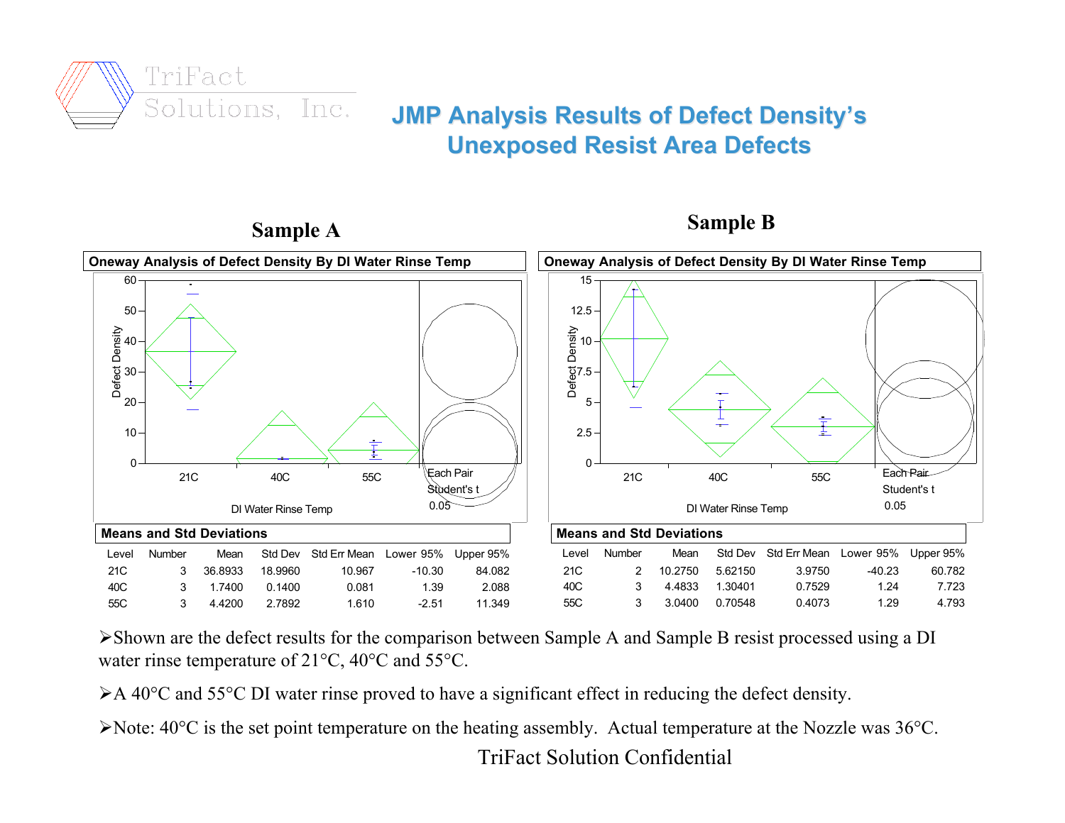# JMP Analysis Results of Defect Density's Unexposed Resist Area Defects

## Sample A

**Oneway Analysis of Defect Density By DI Water Rinse Temp**

**Means and Std Deviations**

| Level | Number | Mean | Std Dev | Std Err Mean | Lower 95% | Upper 95% |
|---|---|---|---|---|---|---|
| 21C | 3 | 36.8933 | 18.9960 | 10.967 | -10.30 | 84.082 |
| 40C | 3 | 1.7400 | 0.1400 | 0.081 | 1.39 | 2.088 |
| 55C | 3 | 4.4200 | 2.7892 | 1.610 | -2.51 | 11.349 |

## Sample B

**Oneway Analysis of Defect Density By DI Water Rinse Temp**

**Means and Std Deviations**

| Level | Number | Mean | Std Dev | Std Err Mean | Lower 95% | Upper 95% |
|---|---|---|---|---|---|---|
| 21C | 2 | 10.2750 | 5.62150 | 3.9750 | -40.23 | 60.782 |
| 40C | 3 | 4.4833 | 1.30401 | 0.7529 | 1.24 | 7.723 |
| 55C | 3 | 3.0400 | 0.70548 | 0.4073 | 1.29 | 4.793 |

- Shown are the defect results for the comparison between Sample A and Sample B resist processed using a DI water rinse temperature of 21°C, 40°C and 55°C.
- A 40°C and 55°C DI water rinse proved to have a significant effect in reducing the defect density.
- Note: 40°C is the set point temperature on the heating assembly. Actual temperature at the Nozzle was 36°C.

TriFact Solution Confidential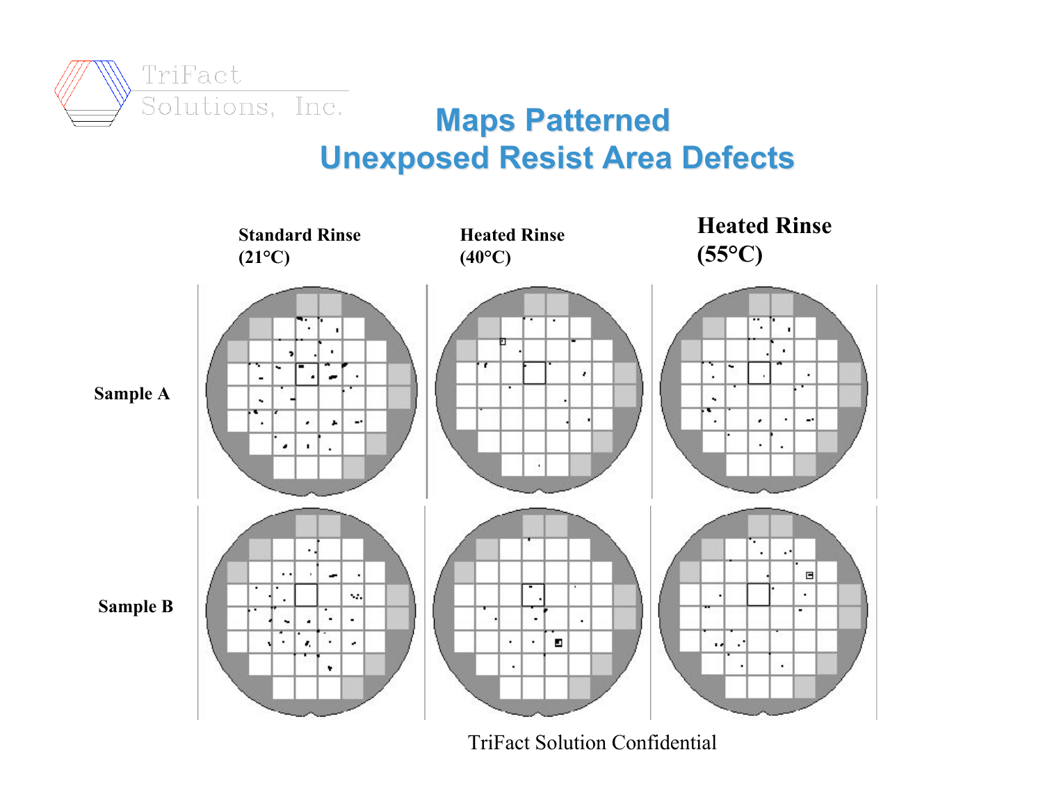# Maps Patterned
# Unexposed Resist Area Defects

| | Standard Rinse (21°C) | Heated Rinse (40°C) | Heated Rinse (55°C) |
|---|---|---|---|
| Sample A | | | |
| Sample B | | | |

TriFact Solution Confidential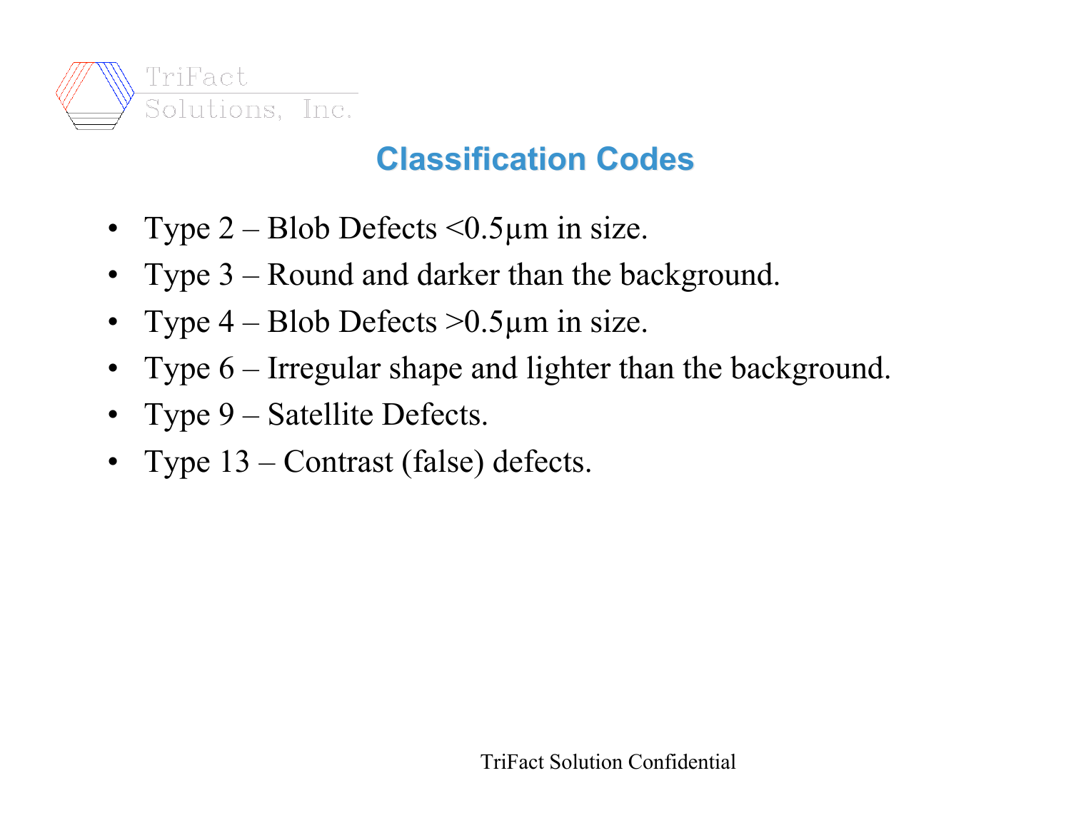## Classification Codes

- Type 2 – Blob Defects <0.5µm in size.
- Type 3 – Round and darker than the background.
- Type 4 – Blob Defects >0.5µm in size.
- Type 6 – Irregular shape and lighter than the background.
- Type 9 – Satellite Defects.
- Type 13 – Contrast (false) defects.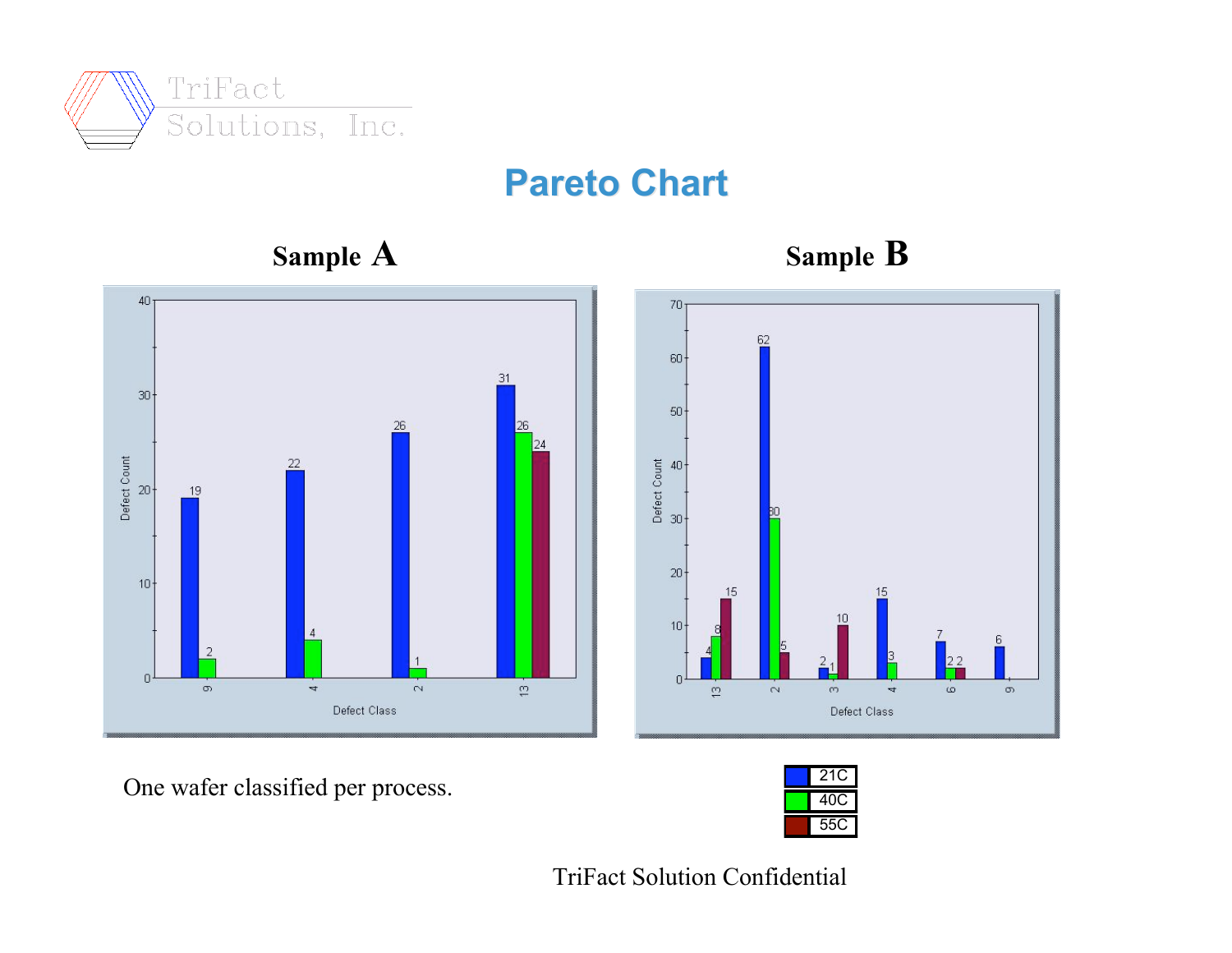TriFact Solutions, Inc.

# Pareto Chart

## Sample A

| Defect Class | 21C | 40C | 55C |
|---|---|---|---|
| 9 | 19 | 2 | |
| 4 | 22 | 4 | |
| 2 | 26 | 1 | |
| 13 | 31 | 26 | 24 |

## Sample B

| Defect Class | 21C | 40C | 55C |
|---|---|---|---|
| 13 | 4 | 8 | 15 |
| 2 | 62 | 30 | 5 |
| 3 | 2 | 1 | 10 |
| 4 | 15 | 3 | |
| 6 | 7 | 2 | 2 |
| 9 | 6 | | |

One wafer classified per process.

TriFact Solution Confidential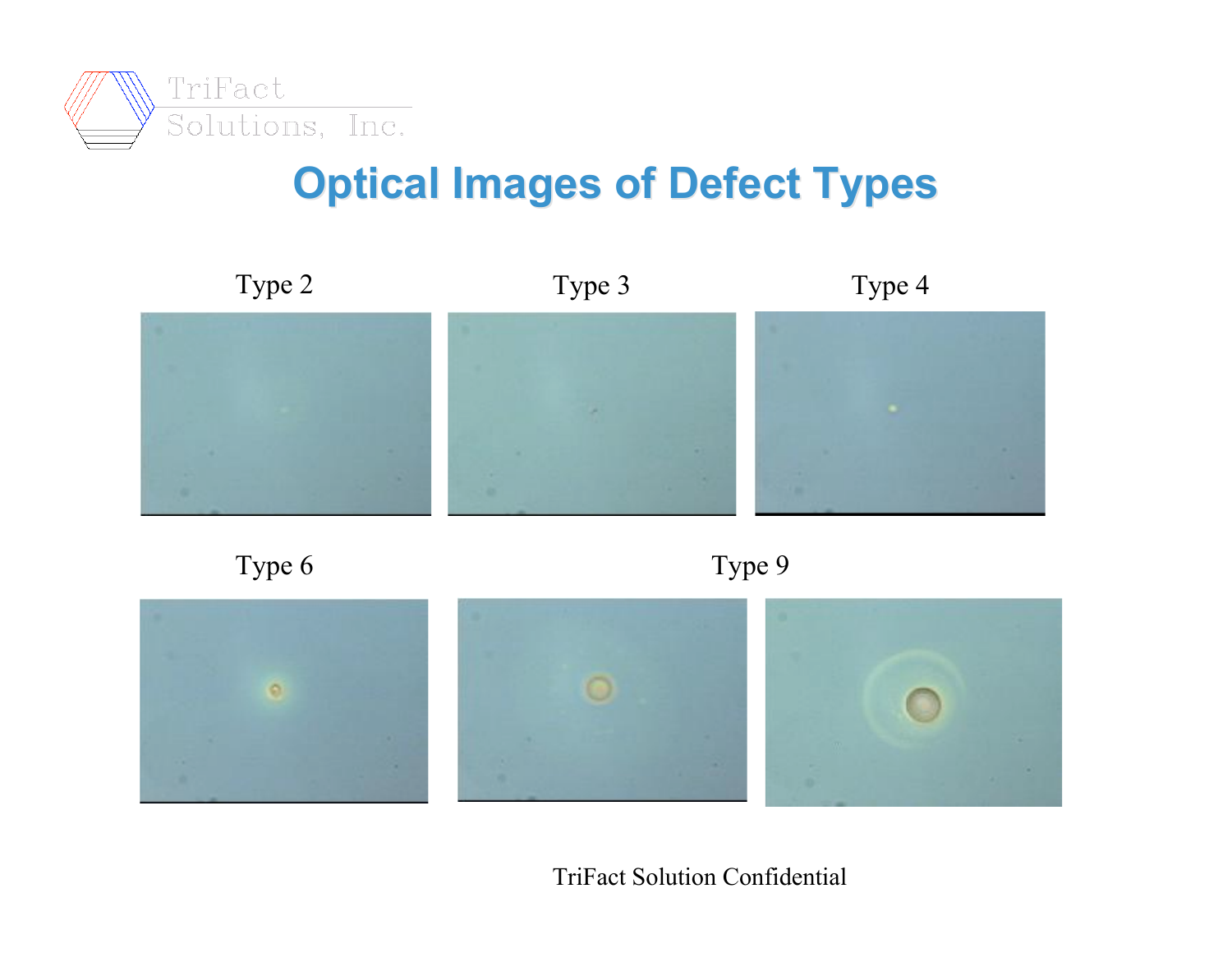# Optical Images of Defect Types

Type 2

Type 3

Type 4

Type 6

Type 9

TriFact Solution Confidential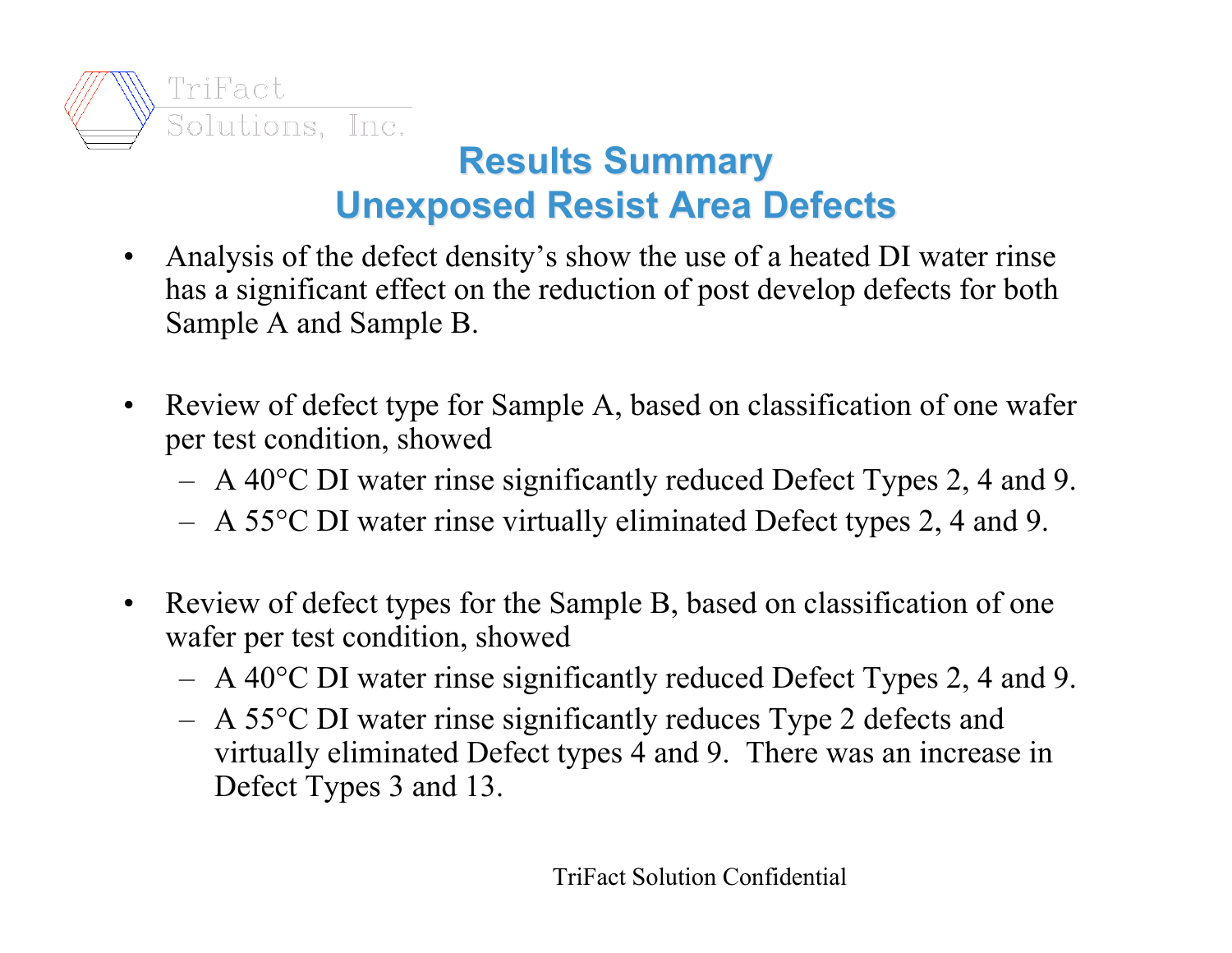# Results Summary
## Unexposed Resist Area Defects

- Analysis of the defect density's show the use of a heated DI water rinse has a significant effect on the reduction of post develop defects for both Sample A and Sample B.

- Review of defect type for Sample A, based on classification of one wafer per test condition, showed
  - A 40°C DI water rinse significantly reduced Defect Types 2, 4 and 9.
  - A 55°C DI water rinse virtually eliminated Defect types 2, 4 and 9.

- Review of defect types for the Sample B, based on classification of one wafer per test condition, showed
  - A 40°C DI water rinse significantly reduced Defect Types 2, 4 and 9.
  - A 55°C DI water rinse significantly reduces Type 2 defects and virtually eliminated Defect types 4 and 9. There was an increase in Defect Types 3 and 13.